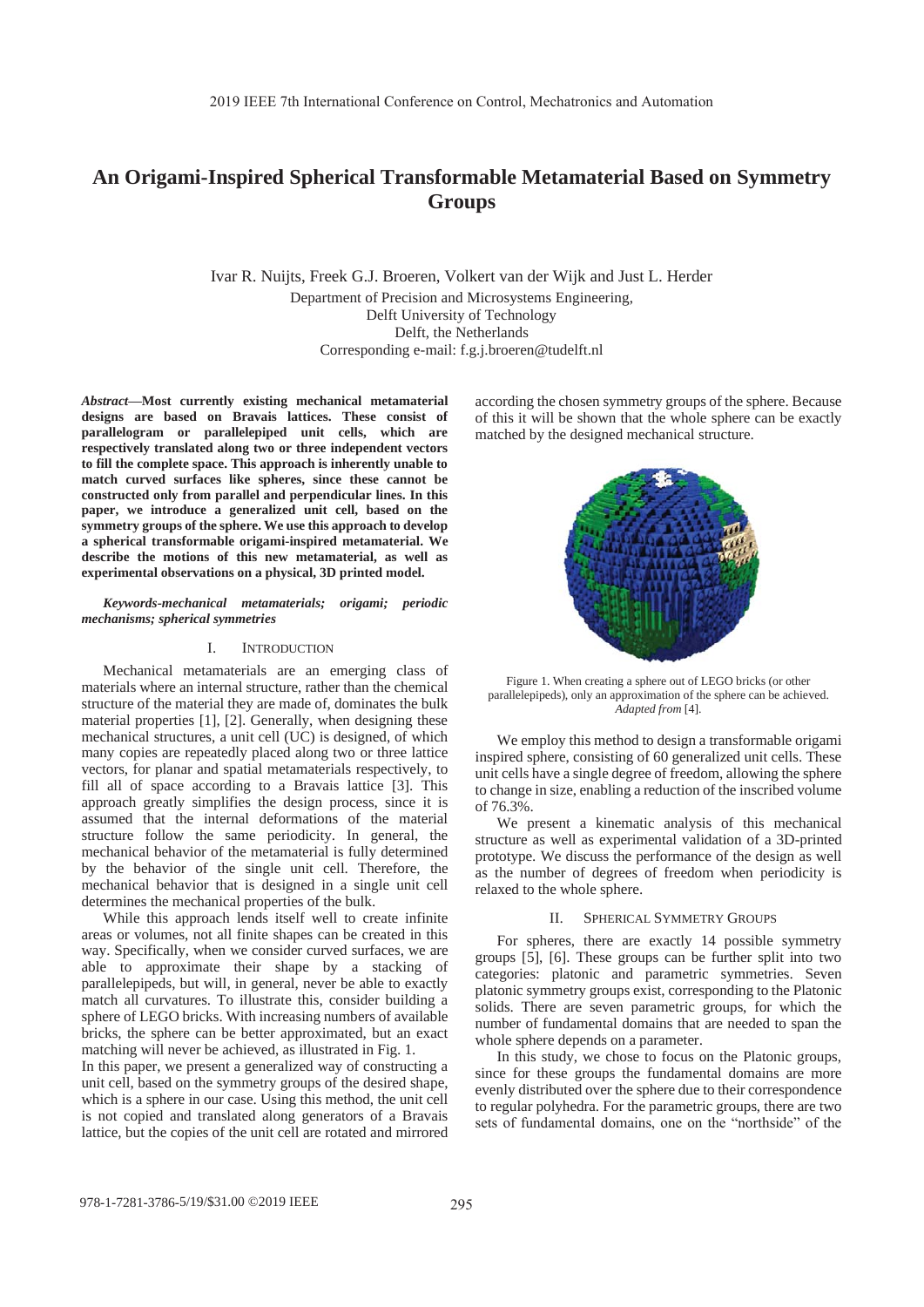# An Origami-Inspired Spherical Transformable Metamaterial Based on Symmetry Groups

Ivar R. Nuijts, Freek G.J. Broeren, Volkert van der Wijk and Just L. Herder

Department of Precision and Microsystems Engineering,
Delft University of Technology
Delft, the Netherlands
Corresponding e-mail: f.g.j.broeren@tudelft.nl

***Abstract*—Most currently existing mechanical metamaterial designs are based on Bravais lattices. These consist of parallelogram or parallelepiped unit cells, which are respectively translated along two or three independent vectors to fill the complete space. This approach is inherently unable to match curved surfaces like spheres, since these cannot be constructed only from parallel and perpendicular lines. In this paper, we introduce a generalized unit cell, based on the symmetry groups of the sphere. We use this approach to develop a spherical transformable origami-inspired metamaterial. We describe the motions of this new metamaterial, as well as experimental observations on a physical, 3D printed model.**

***Keywords-mechanical metamaterials; origami; periodic mechanisms; spherical symmetries***

## I. INTRODUCTION

Mechanical metamaterials are an emerging class of materials where an internal structure, rather than the chemical structure of the material they are made of, dominates the bulk material properties [1], [2]. Generally, when designing these mechanical structures, a unit cell (UC) is designed, of which many copies are repeatedly placed along two or three lattice vectors, for planar and spatial metamaterials respectively, to fill all of space according to a Bravais lattice [3]. This approach greatly simplifies the design process, since it is assumed that the internal deformations of the material structure follow the same periodicity. In general, the mechanical behavior of the metamaterial is fully determined by the behavior of the single unit cell. Therefore, the mechanical behavior that is designed in a single unit cell determines the mechanical properties of the bulk.

While this approach lends itself well to create infinite areas or volumes, not all finite shapes can be created in this way. Specifically, when we consider curved surfaces, we are able to approximate their shape by a stacking of parallelepipeds, but will, in general, never be able to exactly match all curvatures. To illustrate this, consider building a sphere of LEGO bricks. With increasing numbers of available bricks, the sphere can be better approximated, but an exact matching will never be achieved, as illustrated in Fig. 1.

In this paper, we present a generalized way of constructing a unit cell, based on the symmetry groups of the desired shape, which is a sphere in our case. Using this method, the unit cell is not copied and translated along generators of a Bravais lattice, but the copies of the unit cell are rotated and mirrored according the chosen symmetry groups of the sphere. Because of this it will be shown that the whole sphere can be exactly matched by the designed mechanical structure.

Figure 1. When creating a sphere out of LEGO bricks (or other parallelepipeds), only an approximation of the sphere can be achieved. *Adapted from* [4].

We employ this method to design a transformable origami inspired sphere, consisting of 60 generalized unit cells. These unit cells have a single degree of freedom, allowing the sphere to change in size, enabling a reduction of the inscribed volume of 76.3%.

We present a kinematic analysis of this mechanical structure as well as experimental validation of a 3D-printed prototype. We discuss the performance of the design as well as the number of degrees of freedom when periodicity is relaxed to the whole sphere.

## II. SPHERICAL SYMMETRY GROUPS

For spheres, there are exactly 14 possible symmetry groups [5], [6]. These groups can be further split into two categories: platonic and parametric symmetries. Seven platonic symmetry groups exist, corresponding to the Platonic solids. There are seven parametric groups, for which the number of fundamental domains that are needed to span the whole sphere depends on a parameter.

In this study, we chose to focus on the Platonic groups, since for these groups the fundamental domains are more evenly distributed over the sphere due to their correspondence to regular polyhedra. For the parametric groups, there are two sets of fundamental domains, one on the "northside" of the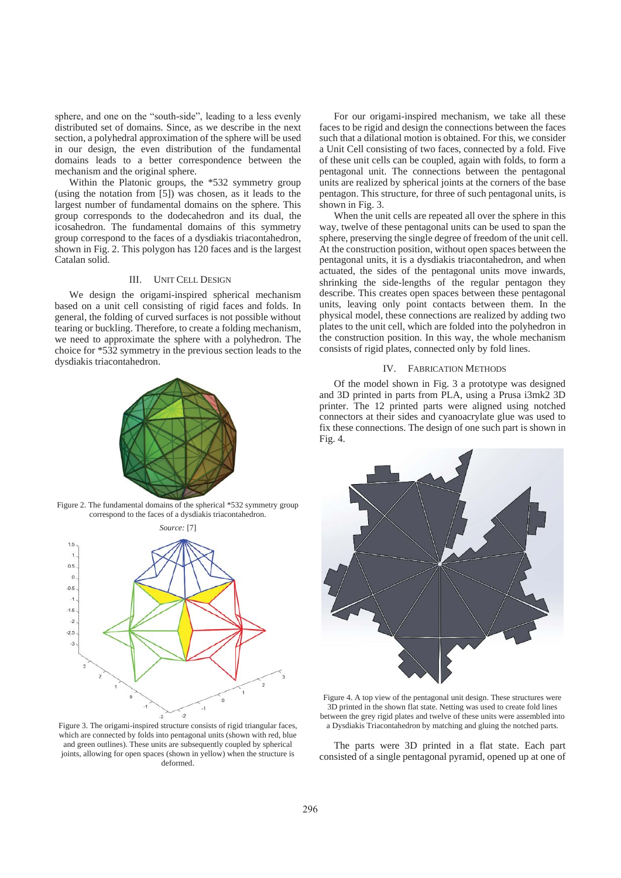sphere, and one on the "south-side", leading to a less evenly distributed set of domains. Since, as we describe in the next section, a polyhedral approximation of the sphere will be used in our design, the even distribution of the fundamental domains leads to a better correspondence between the mechanism and the original sphere.

Within the Platonic groups, the *532 symmetry group (using the notation from [5]) was chosen, as it leads to the largest number of fundamental domains on the sphere. This group corresponds to the dodecahedron and its dual, the icosahedron. The fundamental domains of this symmetry group correspond to the faces of a dysdiakis triacontahedron, shown in Fig. 2. This polygon has 120 faces and is the largest Catalan solid.

## III. Unit Cell Design

We design the origami-inspired spherical mechanism based on a unit cell consisting of rigid faces and folds. In general, the folding of curved surfaces is not possible without tearing or buckling. Therefore, to create a folding mechanism, we need to approximate the sphere with a polyhedron. The choice for *532 symmetry in the previous section leads to the dysdiakis triacontahedron.

Figure 2. The fundamental domains of the spherical *532 symmetry group correspond to the faces of a dysdiakis triacontahedron.

*Source:* [7]

Figure 3. The origami-inspired structure consists of rigid triangular faces, which are connected by folds into pentagonal units (shown with red, blue and green outlines). These units are subsequently coupled by spherical joints, allowing for open spaces (shown in yellow) when the structure is deformed.

For our origami-inspired mechanism, we take all these faces to be rigid and design the connections between the faces such that a dilational motion is obtained. For this, we consider a Unit Cell consisting of two faces, connected by a fold. Five of these unit cells can be coupled, again with folds, to form a pentagonal unit. The connections between the pentagonal units are realized by spherical joints at the corners of the base pentagon. This structure, for three of such pentagonal units, is shown in Fig. 3.

When the unit cells are repeated all over the sphere in this way, twelve of these pentagonal units can be used to span the sphere, preserving the single degree of freedom of the unit cell. At the construction position, without open spaces between the pentagonal units, it is a dysdiakis triacontahedron, and when actuated, the sides of the pentagonal units move inwards, shrinking the side-lengths of the regular pentagon they describe. This creates open spaces between these pentagonal units, leaving only point contacts between them. In the physical model, these connections are realized by adding two plates to the unit cell, which are folded into the polyhedron in the construction position. In this way, the whole mechanism consists of rigid plates, connected only by fold lines.

## IV. Fabrication Methods

Of the model shown in Fig. 3 a prototype was designed and 3D printed in parts from PLA, using a Prusa i3mk2 3D printer. The 12 printed parts were aligned using notched connectors at their sides and cyanoacrylate glue was used to fix these connections. The design of one such part is shown in Fig. 4.

Figure 4. A top view of the pentagonal unit design. These structures were 3D printed in the shown flat state. Netting was used to create fold lines between the grey rigid plates and twelve of these units were assembled into a Dysdiakis Triacontahedron by matching and gluing the notched parts.

The parts were 3D printed in a flat state. Each part consisted of a single pentagonal pyramid, opened up at one of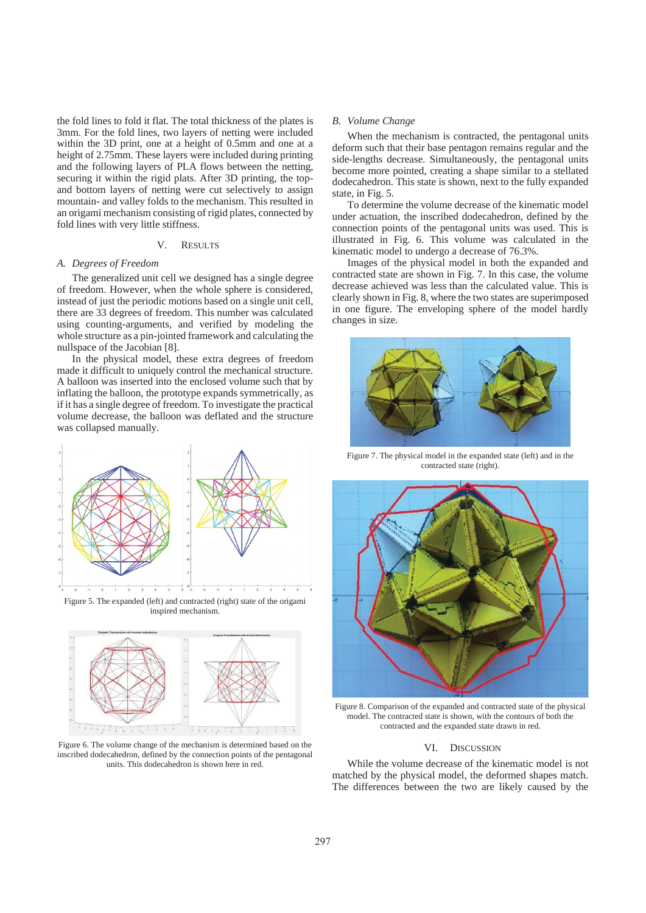the fold lines to fold it flat. The total thickness of the plates is 3mm. For the fold lines, two layers of netting were included within the 3D print, one at a height of 0.5mm and one at a height of 2.75mm. These layers were included during printing and the following layers of PLA flows between the netting, securing it within the rigid plats. After 3D printing, the top- and bottom layers of netting were cut selectively to assign mountain- and valley folds to the mechanism. This resulted in an origami mechanism consisting of rigid plates, connected by fold lines with very little stiffness.

## V. Results

### A. Degrees of Freedom

The generalized unit cell we designed has a single degree of freedom. However, when the whole sphere is considered, instead of just the periodic motions based on a single unit cell, there are 33 degrees of freedom. This number was calculated using counting-arguments, and verified by modeling the whole structure as a pin-jointed framework and calculating the nullspace of the Jacobian [8].

In the physical model, these extra degrees of freedom made it difficult to uniquely control the mechanical structure. A balloon was inserted into the enclosed volume such that by inflating the balloon, the prototype expands symmetrically, as if it has a single degree of freedom. To investigate the practical volume decrease, the balloon was deflated and the structure was collapsed manually.

Figure 5. The expanded (left) and contracted (right) state of the origami inspired mechanism.

Figure 6. The volume change of the mechanism is determined based on the inscribed dodecahedron, defined by the connection points of the pentagonal units. This dodecahedron is shown here in red.

### B. Volume Change

When the mechanism is contracted, the pentagonal units deform such that their base pentagon remains regular and the side-lengths decrease. Simultaneously, the pentagonal units become more pointed, creating a shape similar to a stellated dodecahedron. This state is shown, next to the fully expanded state, in Fig. 5.

To determine the volume decrease of the kinematic model under actuation, the inscribed dodecahedron, defined by the connection points of the pentagonal units was used. This is illustrated in Fig. 6. This volume was calculated in the kinematic model to undergo a decrease of 76.3%.

Images of the physical model in both the expanded and contracted state are shown in Fig. 7. In this case, the volume decrease achieved was less than the calculated value. This is clearly shown in Fig. 8, where the two states are superimposed in one figure. The enveloping sphere of the model hardly changes in size.

Figure 7. The physical model in the expanded state (left) and in the contracted state (right).

Figure 8. Comparison of the expanded and contracted state of the physical model. The contracted state is shown, with the contours of both the contracted and the expanded state drawn in red.

## VI. Discussion

While the volume decrease of the kinematic model is not matched by the physical model, the deformed shapes match. The differences between the two are likely caused by the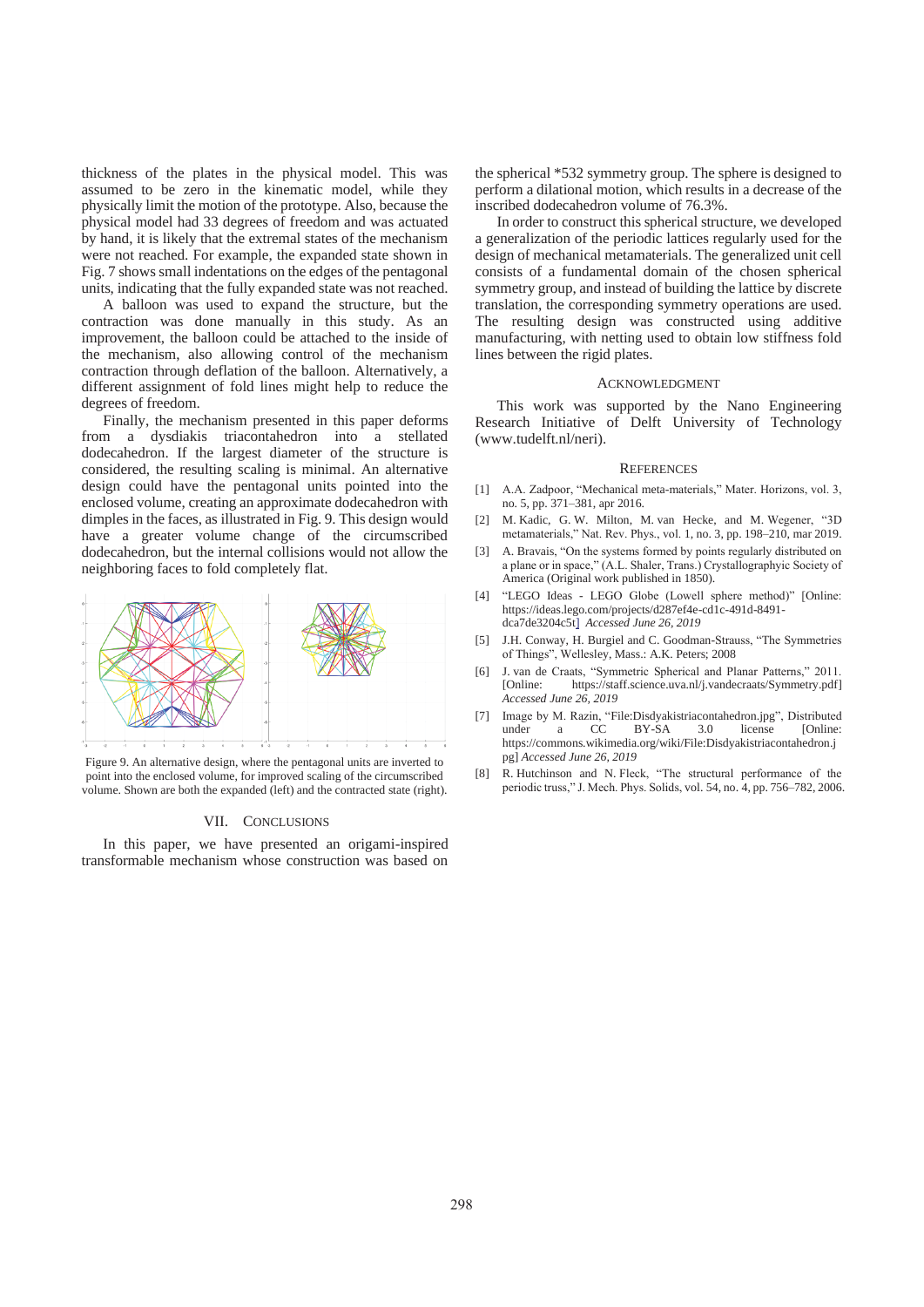thickness of the plates in the physical model. This was assumed to be zero in the kinematic model, while they physically limit the motion of the prototype. Also, because the physical model had 33 degrees of freedom and was actuated by hand, it is likely that the extremal states of the mechanism were not reached. For example, the expanded state shown in Fig. 7 shows small indentations on the edges of the pentagonal units, indicating that the fully expanded state was not reached.

A balloon was used to expand the structure, but the contraction was done manually in this study. As an improvement, the balloon could be attached to the inside of the mechanism, also allowing control of the mechanism contraction through deflation of the balloon. Alternatively, a different assignment of fold lines might help to reduce the degrees of freedom.

Finally, the mechanism presented in this paper deforms from a dysdiakis triacontahedron into a stellated dodecahedron. If the largest diameter of the structure is considered, the resulting scaling is minimal. An alternative design could have the pentagonal units pointed into the enclosed volume, creating an approximate dodecahedron with dimples in the faces, as illustrated in Fig. 9. This design would have a greater volume change of the circumscribed dodecahedron, but the internal collisions would not allow the neighboring faces to fold completely flat.

Figure 9. An alternative design, where the pentagonal units are inverted to point into the enclosed volume, for improved scaling of the circumscribed volume. Shown are both the expanded (left) and the contracted state (right).

## VII. Conclusions

In this paper, we have presented an origami-inspired transformable mechanism whose construction was based on the spherical *532 symmetry group. The sphere is designed to perform a dilational motion, which results in a decrease of the inscribed dodecahedron volume of 76.3%.

In order to construct this spherical structure, we developed a generalization of the periodic lattices regularly used for the design of mechanical metamaterials. The generalized unit cell consists of a fundamental domain of the chosen spherical symmetry group, and instead of building the lattice by discrete translation, the corresponding symmetry operations are used. The resulting design was constructed using additive manufacturing, with netting used to obtain low stiffness fold lines between the rigid plates.

## Acknowledgment

This work was supported by the Nano Engineering Research Initiative of Delft University of Technology (www.tudelft.nl/neri).

## References

[1] A.A. Zadpoor, "Mechanical meta-materials," Mater. Horizons, vol. 3, no. 5, pp. 371–381, apr 2016.

[2] M. Kadic, G. W. Milton, M. van Hecke, and M. Wegener, "3D metamaterials," Nat. Rev. Phys., vol. 1, no. 3, pp. 198–210, mar 2019.

[3] A. Bravais, "On the systems formed by points regularly distributed on a plane or in space," (A.L. Shaler, Trans.) Crystallographic Society of America (Original work published in 1850).

[4] "LEGO Ideas - LEGO Globe (Lowell sphere method)" [Online: https://ideas.lego.com/projects/d287ef4e-cd1c-491d-8491-dca7de3204c5t] *Accessed June 26, 2019*

[5] J.H. Conway, H. Burgiel and C. Goodman-Strauss, "The Symmetries of Things", Wellesley, Mass.: A.K. Peters; 2008

[6] J. van de Craats, "Symmetric Spherical and Planar Patterns," 2011. [Online: https://staff.science.uva.nl/j.vandecraats/Symmetry.pdf] *Accessed June 26, 2019*

[7] Image by M. Razin, "File:Disdyakistriacontahedron.jpg", Distributed under a CC BY-SA 3.0 license [Online: https://commons.wikimedia.org/wiki/File:Disdyakistriacontahedron.jpg] *Accessed June 26, 2019*

[8] R. Hutchinson and N. Fleck, "The structural performance of the periodic truss," J. Mech. Phys. Solids, vol. 54, no. 4, pp. 756–782, 2006.